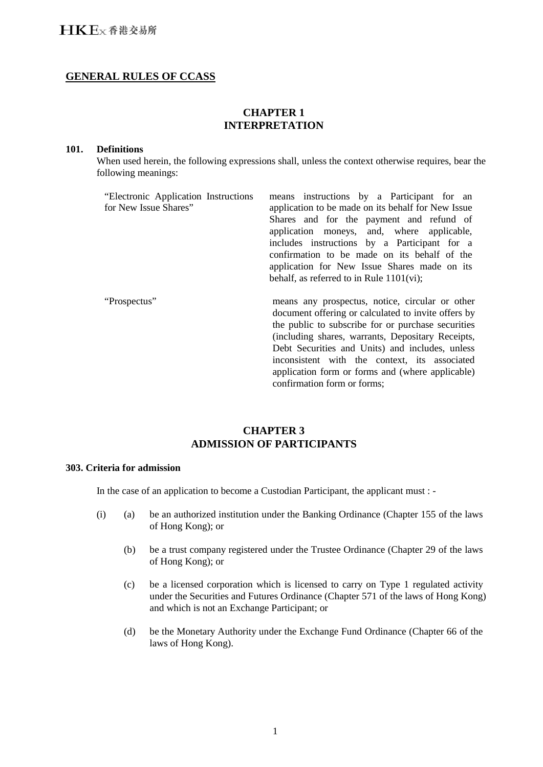## GENERAL RULES OF CCASS

# CHAPTER 1
# INTERPRETATION

### 101. Definitions

When used herein, the following expressions shall, unless the context otherwise requires, bear the following meanings:

| | |
|---|---|
| "Electronic Application Instructions for New Issue Shares" | means instructions by a Participant for an application to be made on its behalf for New Issue Shares and for the payment and refund of application moneys, and, where applicable, includes instructions by a Participant for a confirmation to be made on its behalf of the application for New Issue Shares made on its behalf, as referred to in Rule 1101(vi); |
| "Prospectus" | means any prospectus, notice, circular or other document offering or calculated to invite offers by the public to subscribe for or purchase securities (including shares, warrants, Depositary Receipts, Debt Securities and Units) and includes, unless inconsistent with the context, its associated application form or forms and (where applicable) confirmation form or forms; |

# CHAPTER 3
# ADMISSION OF PARTICIPANTS

### 303. Criteria for admission

In the case of an application to become a Custodian Participant, the applicant must : -

(i)
- (a) be an authorized institution under the Banking Ordinance (Chapter 155 of the laws of Hong Kong); or
- (b) be a trust company registered under the Trustee Ordinance (Chapter 29 of the laws of Hong Kong); or
- (c) be a licensed corporation which is licensed to carry on Type 1 regulated activity under the Securities and Futures Ordinance (Chapter 571 of the laws of Hong Kong) and which is not an Exchange Participant; or
- (d) be the Monetary Authority under the Exchange Fund Ordinance (Chapter 66 of the laws of Hong Kong).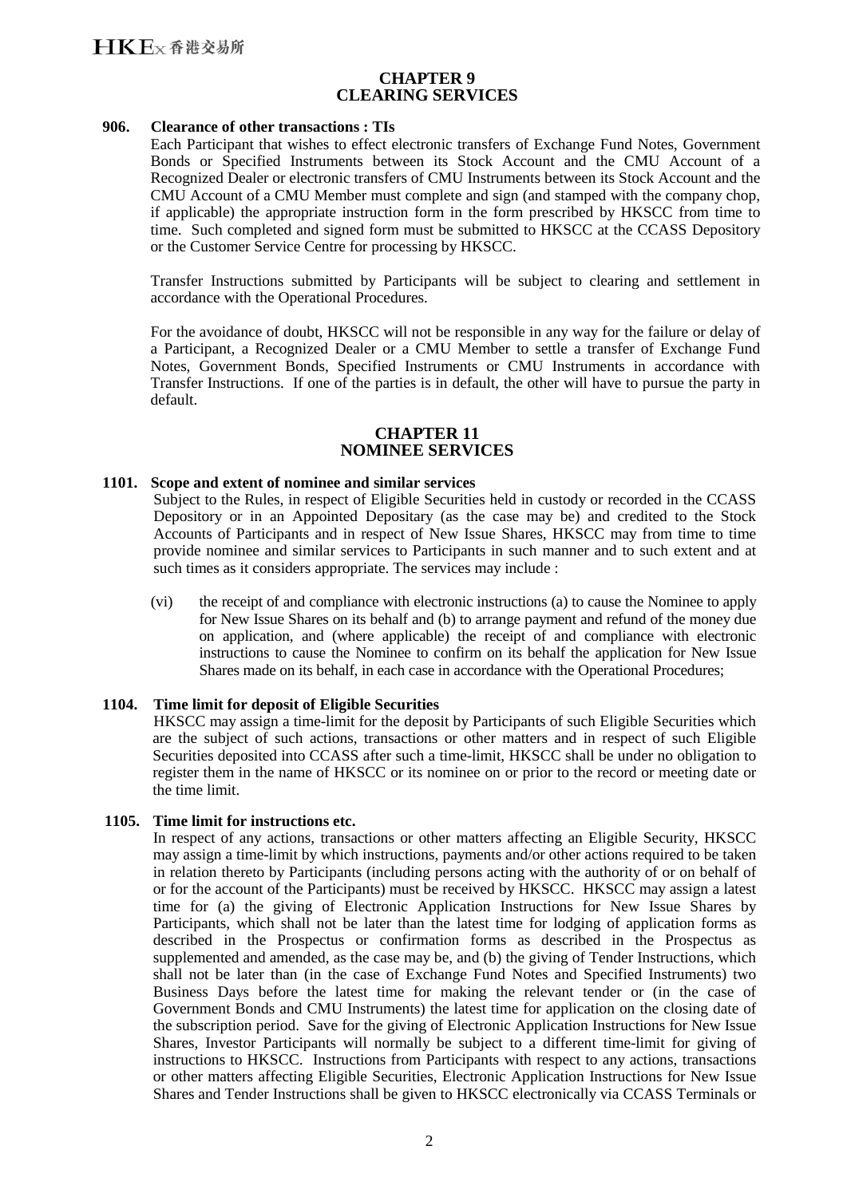## CHAPTER 9
## CLEARING SERVICES

**906. Clearance of other transactions : TIs**

Each Participant that wishes to effect electronic transfers of Exchange Fund Notes, Government Bonds or Specified Instruments between its Stock Account and the CMU Account of a Recognized Dealer or electronic transfers of CMU Instruments between its Stock Account and the CMU Account of a CMU Member must complete and sign (and stamped with the company chop, if applicable) the appropriate instruction form in the form prescribed by HKSCC from time to time. Such completed and signed form must be submitted to HKSCC at the CCASS Depository or the Customer Service Centre for processing by HKSCC.

Transfer Instructions submitted by Participants will be subject to clearing and settlement in accordance with the Operational Procedures.

For the avoidance of doubt, HKSCC will not be responsible in any way for the failure or delay of a Participant, a Recognized Dealer or a CMU Member to settle a transfer of Exchange Fund Notes, Government Bonds, Specified Instruments or CMU Instruments in accordance with Transfer Instructions. If one of the parties is in default, the other will have to pursue the party in default.

## CHAPTER 11
## NOMINEE SERVICES

**1101. Scope and extent of nominee and similar services**

Subject to the Rules, in respect of Eligible Securities held in custody or recorded in the CCASS Depository or in an Appointed Depositary (as the case may be) and credited to the Stock Accounts of Participants and in respect of New Issue Shares, HKSCC may from time to time provide nominee and similar services to Participants in such manner and to such extent and at such times as it considers appropriate. The services may include :

(vi) the receipt of and compliance with electronic instructions (a) to cause the Nominee to apply for New Issue Shares on its behalf and (b) to arrange payment and refund of the money due on application, and (where applicable) the receipt of and compliance with electronic instructions to cause the Nominee to confirm on its behalf the application for New Issue Shares made on its behalf, in each case in accordance with the Operational Procedures;

**1104. Time limit for deposit of Eligible Securities**

HKSCC may assign a time-limit for the deposit by Participants of such Eligible Securities which are the subject of such actions, transactions or other matters and in respect of such Eligible Securities deposited into CCASS after such a time-limit, HKSCC shall be under no obligation to register them in the name of HKSCC or its nominee on or prior to the record or meeting date or the time limit.

**1105. Time limit for instructions etc.**

In respect of any actions, transactions or other matters affecting an Eligible Security, HKSCC may assign a time-limit by which instructions, payments and/or other actions required to be taken in relation thereto by Participants (including persons acting with the authority of or on behalf of or for the account of the Participants) must be received by HKSCC. HKSCC may assign a latest time for (a) the giving of Electronic Application Instructions for New Issue Shares by Participants, which shall not be later than the latest time for lodging of application forms as described in the Prospectus or confirmation forms as described in the Prospectus as supplemented and amended, as the case may be, and (b) the giving of Tender Instructions, which shall not be later than (in the case of Exchange Fund Notes and Specified Instruments) two Business Days before the latest time for making the relevant tender or (in the case of Government Bonds and CMU Instruments) the latest time for application on the closing date of the subscription period. Save for the giving of Electronic Application Instructions for New Issue Shares, Investor Participants will normally be subject to a different time-limit for giving of instructions to HKSCC. Instructions from Participants with respect to any actions, transactions or other matters affecting Eligible Securities, Electronic Application Instructions for New Issue Shares and Tender Instructions shall be given to HKSCC electronically via CCASS Terminals or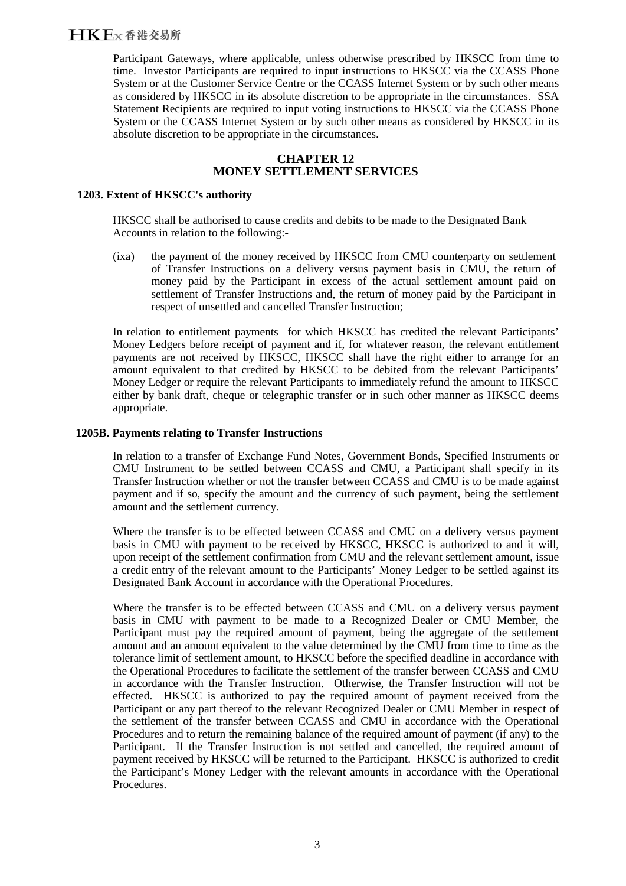Participant Gateways, where applicable, unless otherwise prescribed by HKSCC from time to time. Investor Participants are required to input instructions to HKSCC via the CCASS Phone System or at the Customer Service Centre or the CCASS Internet System or by such other means as considered by HKSCC in its absolute discretion to be appropriate in the circumstances. SSA Statement Recipients are required to input voting instructions to HKSCC via the CCASS Phone System or the CCASS Internet System or by such other means as considered by HKSCC in its absolute discretion to be appropriate in the circumstances.

## CHAPTER 12
## MONEY SETTLEMENT SERVICES

**1203. Extent of HKSCC's authority**

HKSCC shall be authorised to cause credits and debits to be made to the Designated Bank Accounts in relation to the following:-

(ixa) the payment of the money received by HKSCC from CMU counterparty on settlement of Transfer Instructions on a delivery versus payment basis in CMU, the return of money paid by the Participant in excess of the actual settlement amount paid on settlement of Transfer Instructions and, the return of money paid by the Participant in respect of unsettled and cancelled Transfer Instruction;

In relation to entitlement payments for which HKSCC has credited the relevant Participants' Money Ledgers before receipt of payment and if, for whatever reason, the relevant entitlement payments are not received by HKSCC, HKSCC shall have the right either to arrange for an amount equivalent to that credited by HKSCC to be debited from the relevant Participants' Money Ledger or require the relevant Participants to immediately refund the amount to HKSCC either by bank draft, cheque or telegraphic transfer or in such other manner as HKSCC deems appropriate.

**1205B. Payments relating to Transfer Instructions**

In relation to a transfer of Exchange Fund Notes, Government Bonds, Specified Instruments or CMU Instrument to be settled between CCASS and CMU, a Participant shall specify in its Transfer Instruction whether or not the transfer between CCASS and CMU is to be made against payment and if so, specify the amount and the currency of such payment, being the settlement amount and the settlement currency.

Where the transfer is to be effected between CCASS and CMU on a delivery versus payment basis in CMU with payment to be received by HKSCC, HKSCC is authorized to and it will, upon receipt of the settlement confirmation from CMU and the relevant settlement amount, issue a credit entry of the relevant amount to the Participants' Money Ledger to be settled against its Designated Bank Account in accordance with the Operational Procedures.

Where the transfer is to be effected between CCASS and CMU on a delivery versus payment basis in CMU with payment to be made to a Recognized Dealer or CMU Member, the Participant must pay the required amount of payment, being the aggregate of the settlement amount and an amount equivalent to the value determined by the CMU from time to time as the tolerance limit of settlement amount, to HKSCC before the specified deadline in accordance with the Operational Procedures to facilitate the settlement of the transfer between CCASS and CMU in accordance with the Transfer Instruction. Otherwise, the Transfer Instruction will not be effected. HKSCC is authorized to pay the required amount of payment received from the Participant or any part thereof to the relevant Recognized Dealer or CMU Member in respect of the settlement of the transfer between CCASS and CMU in accordance with the Operational Procedures and to return the remaining balance of the required amount of payment (if any) to the Participant. If the Transfer Instruction is not settled and cancelled, the required amount of payment received by HKSCC will be returned to the Participant. HKSCC is authorized to credit the Participant's Money Ledger with the relevant amounts in accordance with the Operational Procedures.